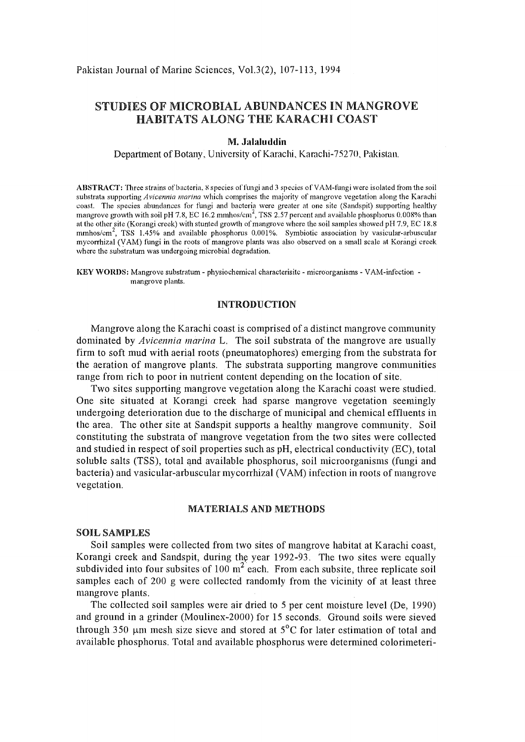# STUDIES OF MICROBIAL ABUNDANCES IN MANGROVE HABITATS ALONG THE KARACHI COAST

**M. Jalaluddin**

Department of Botany, University of Karachi, Karachi-75270, Pakistan.

**ABSTRACT:** Three strains of bacteria, 8 species of fungi and 3 species of VAM-fungi were isolated from the soil substrata supporting *Avicennia marina* which comprises the majority of mangrove vegetation along the Karachi coast. The species abundances for fungi and bacteria were greater at one site (Sandspit) supporting healthy mangrove growth with soil pH 7.8, EC 16.2 mmhos/cm$^2$, TSS 2.57 percent and available phosphorus 0.008% than at the other site (Korangi creek) with stunted growth of mangrove where the soil samples showed pH 7.9, EC 18.8 mmhos/cm$^2$, TSS 1.45% and available phosphorus 0.001%. Symbiotic association by vasicular-arbuscular mycorrhizal (VAM) fungi in the roots of mangrove plants was also observed on a small scale at Korangi creek where the substratum was undergoing microbial degradation.

**KEY WORDS:** Mangrove substratum - physiochemical characterisitc - microorganisms - VAM-infection - mangrove plants.

## INTRODUCTION

Mangrove along the Karachi coast is comprised of a distinct mangrove community dominated by *Avicennia marina* L. The soil substrata of the mangrove are usually firm to soft mud with aerial roots (pneumatophores) emerging from the substrata for the aeration of mangrove plants. The substrata supporting mangrove communities range from rich to poor in nutrient content depending on the location of site.

Two sites supporting mangrove vegetation along the Karachi coast were studied. One site situated at Korangi creek had sparse mangrove vegetation seemingly undergoing deterioration due to the discharge of municipal and chemical effluents in the area. The other site at Sandspit supports a healthy mangrove community. Soil constituting the substrata of mangrove vegetation from the two sites were collected and studied in respect of soil properties such as pH, electrical conductivity (EC), total soluble salts (TSS), total and available phosphorus, soil microorganisms (fungi and bacteria) and vasicular-arbuscular mycorrhizal (VAM) infection in roots of mangrove vegetation.

## MATERIALS AND METHODS

### SOIL SAMPLES

Soil samples were collected from two sites of mangrove habitat at Karachi coast, Korangi creek and Sandspit, during the year 1992-93. The two sites were equally subdivided into four subsites of 100 m$^2$ each. From each subsite, three replicate soil samples each of 200 g were collected randomly from the vicinity of at least three mangrove plants.

The collected soil samples were air dried to 5 per cent moisture level (De, 1990) and ground in a grinder (Moulinex-2000) for 15 seconds. Ground soils were sieved through 350 μm mesh size sieve and stored at 5°C for later estimation of total and available phosphorus. Total and available phosphorus were determined colorimeteri-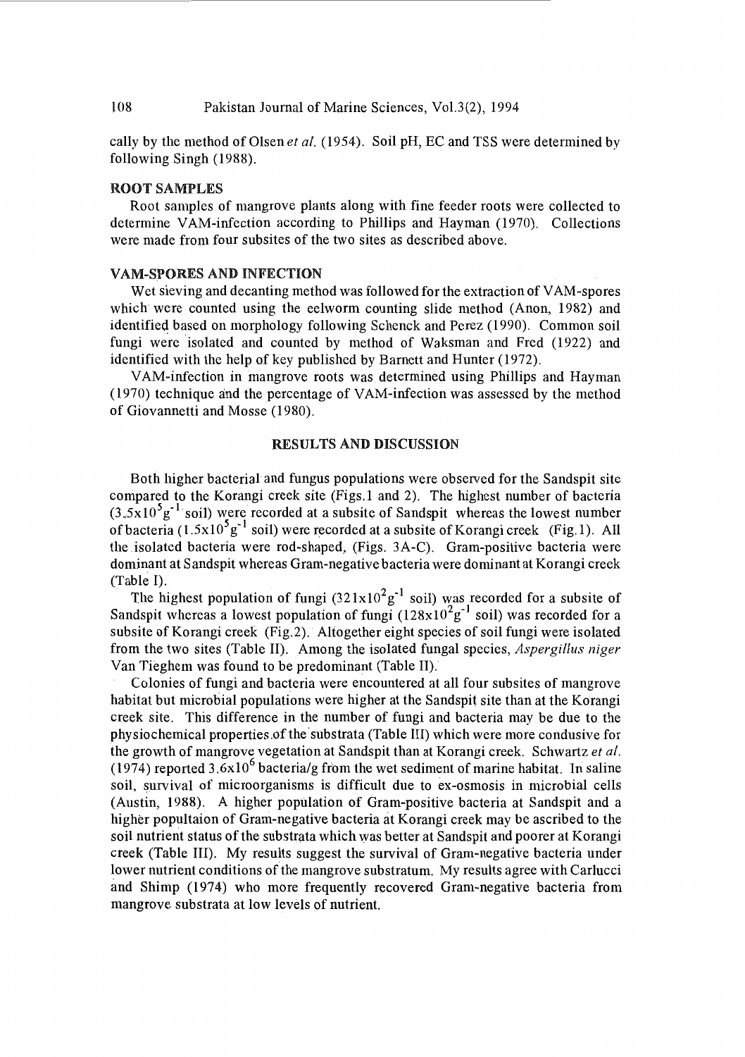cally by the method of Olsen *et al.* (1954). Soil pH, EC and TSS were determined by following Singh (1988).

## ROOT SAMPLES

Root samples of mangrove plants along with fine feeder roots were collected to determine VAM-infection according to Phillips and Hayman (1970). Collections were made from four subsites of the two sites as described above.

## VAM-SPORES AND INFECTION

Wet sieving and decanting method was followed for the extraction of VAM-spores which were counted using the eelworm counting slide method (Anon, 1982) and identified based on morphology following Schenck and Perez (1990). Common soil fungi were isolated and counted by method of Waksman and Fred (1922) and identified with the help of key published by Barnett and Hunter (1972).

VAM-infection in mangrove roots was determined using Phillips and Hayman (1970) technique and the percentage of VAM-infection was assessed by the method of Giovannetti and Mosse (1980).

## RESULTS AND DISCUSSION

Both higher bacterial and fungus populations were observed for the Sandspit site compared to the Korangi creek site (Figs.1 and 2). The highest number of bacteria ($3.5x10^5 g^{-1}$ soil) were recorded at a subsite of Sandspit whereas the lowest number of bacteria ($1.5x10^5 g^{-1}$ soil) were recorded at a subsite of Korangi creek (Fig.1). All the isolated bacteria were rod-shaped, (Figs. 3A-C). Gram-positive bacteria were dominant at Sandspit whereas Gram-negative bacteria were dominant at Korangi creek (Table I).

The highest population of fungi ($321x10^2 g^{-1}$ soil) was recorded for a subsite of Sandspit whereas a lowest population of fungi ($128x10^2 g^{-1}$ soil) was recorded for a subsite of Korangi creek (Fig.2). Altogether eight species of soil fungi were isolated from the two sites (Table II). Among the isolated fungal species, *Aspergillus niger* Van Tieghem was found to be predominant (Table II).

Colonies of fungi and bacteria were encountered at all four subsites of mangrove habitat but microbial populations were higher at the Sandspit site than at the Korangi creek site. This difference in the number of fungi and bacteria may be due to the physiochemical properties of the substrata (Table III) which were more condusive for the growth of mangrove vegetation at Sandspit than at Korangi creek. Schwartz *et al.* (1974) reported $3.6x10^6$ bacteria/g from the wet sediment of marine habitat. In saline soil, survival of microorganisms is difficult due to ex-osmosis in microbial cells (Austin, 1988). A higher population of Gram-positive bacteria at Sandspit and a higher popultaion of Gram-negative bacteria at Korangi creek may be ascribed to the soil nutrient status of the substrata which was better at Sandspit and poorer at Korangi creek (Table III). My results suggest the survival of Gram-negative bacteria under lower nutrient conditions of the mangrove substratum. My results agree with Carlucci and Shimp (1974) who more frequently recovered Gram-negative bacteria from mangrove substrata at low levels of nutrient.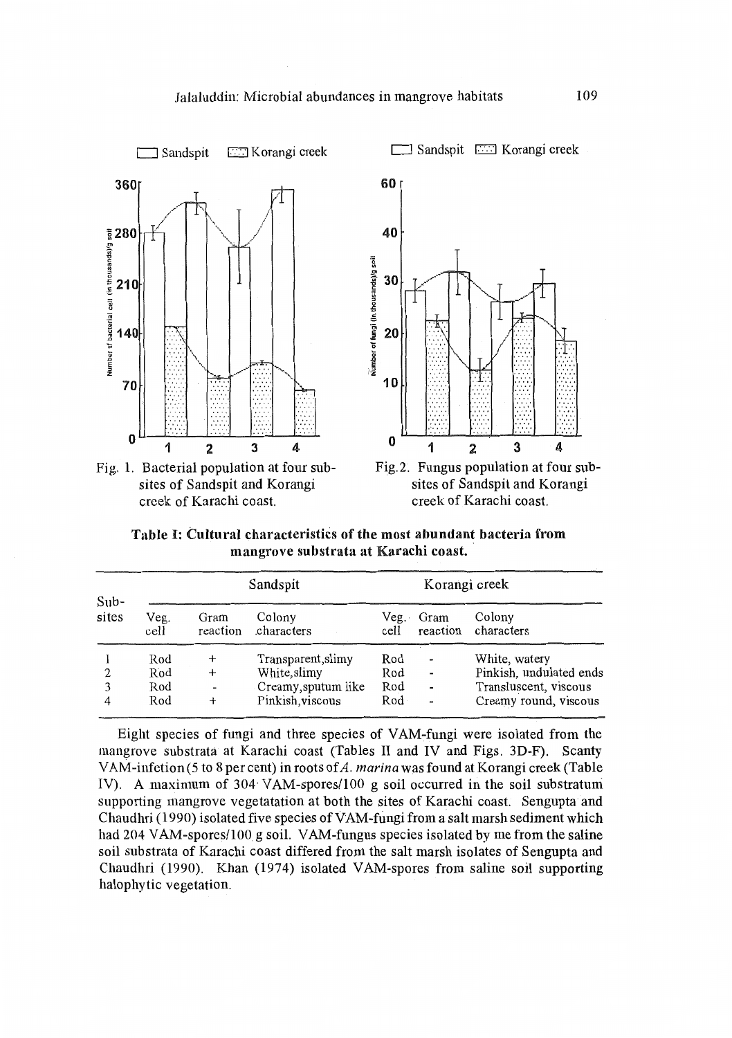Fig. 1. Bacterial population at four sub-sites of Sandspit and Korangi creek of Karachi coast.

Fig. 2. Fungus population at four sub-sites of Sandspit and Korangi creek of Karachi coast.

**Table I: Cultural characteristics of the most abundant bacteria from mangrove substrata at Karachi coast.**

| Sub-sites | Sandspit | | | Korangi creek | | |
|---|---|---|---|---|---|---|
| | Veg. cell | Gram reaction | Colony characters | Veg. cell | Gram reaction | Colony characters |
| 1 | Rod | + | Transparent,slimy | Rod | - | White, watery |
| 2 | Rod | + | White,slimy | Rod | - | Pinkish, undulated ends |
| 3 | Rod | - | Creamy,sputum like | Rod | - | Transluscent, viscous |
| 4 | Rod | + | Pinkish,viscous | Rod | - | Creamy round, viscous |

Eight species of fungi and three species of VAM-fungi were isolated from the mangrove substrata at Karachi coast (Tables II and IV and Figs. 3D-F). Scanty VAM-infection (5 to 8 per cent) in roots of *A. marina* was found at Korangi creek (Table IV). A maximum of 304 VAM-spores/100 g soil occurred in the soil substratum supporting mangrove vegetatation at both the sites of Karachi coast. Sengupta and Chaudhri (1990) isolated five species of VAM-fungi from a salt marsh sediment which had 204 VAM-spores/100 g soil. VAM-fungus species isolated by me from the saline soil substrata of Karachi coast differed from the salt marsh isolates of Sengupta and Chaudhri (1990). Khan (1974) isolated VAM-spores from saline soil supporting halophytic vegetation.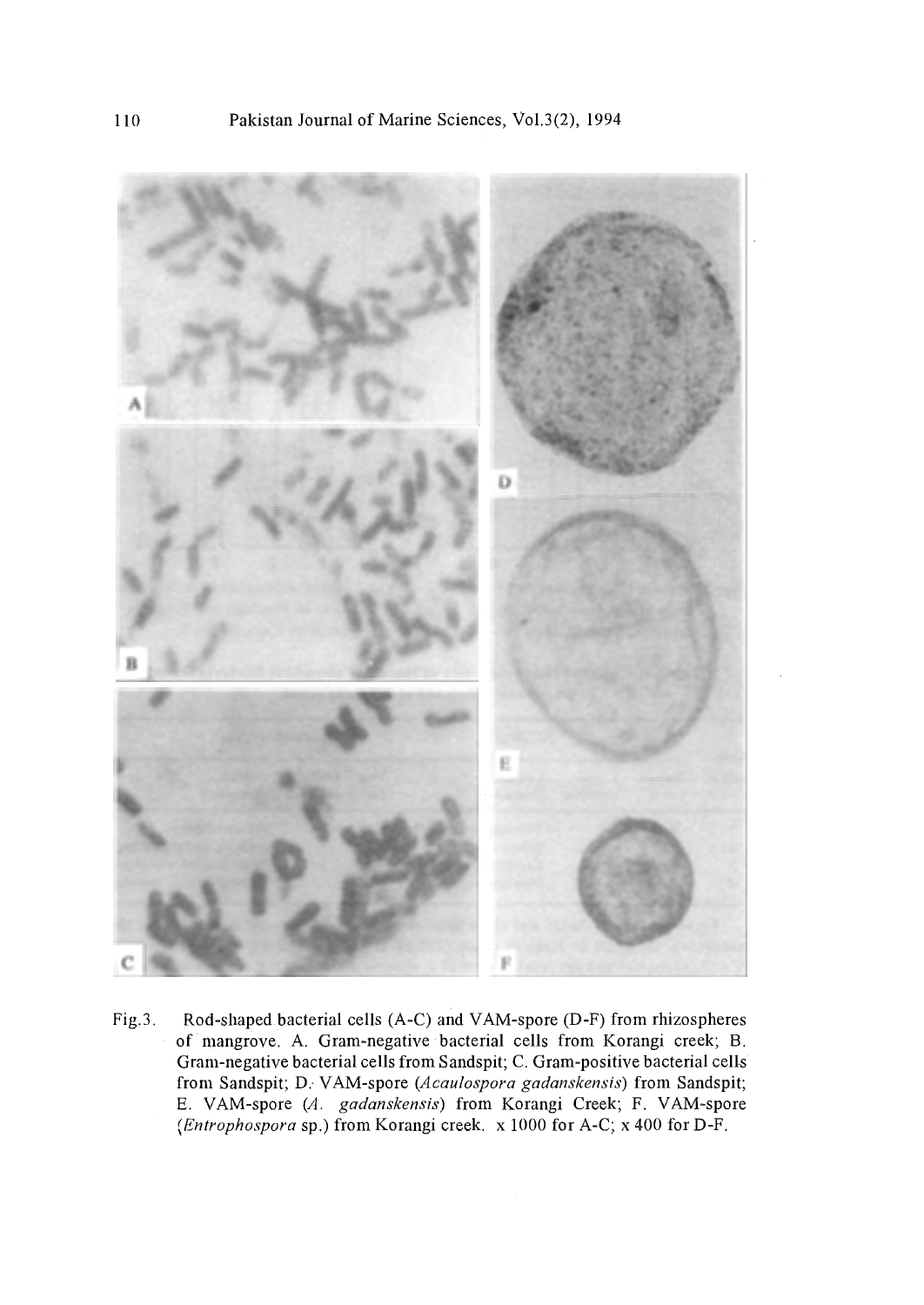Fig.3. Rod-shaped bacterial cells (A-C) and VAM-spore (D-F) from rhizospheres of mangrove. A. Gram-negative bacterial cells from Korangi creek; B. Gram-negative bacterial cells from Sandspit; C. Gram-positive bacterial cells from Sandspit; D. VAM-spore (*Acaulospora gadanskensis*) from Sandspit; E. VAM-spore (*A. gadanskensis*) from Korangi Creek; F. VAM-spore (*Entrophospora* sp.) from Korangi creek. x 1000 for A-C; x 400 for D-F.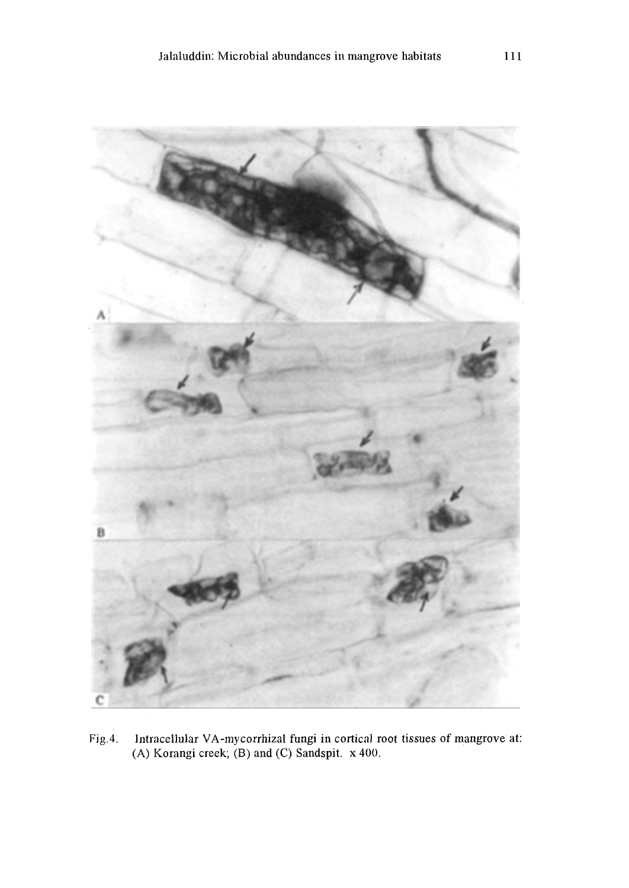Fig.4. Intracellular VA-mycorrhizal fungi in cortical root tissues of mangrove at: (A) Korangi creek; (B) and (C) Sandspit. x 400.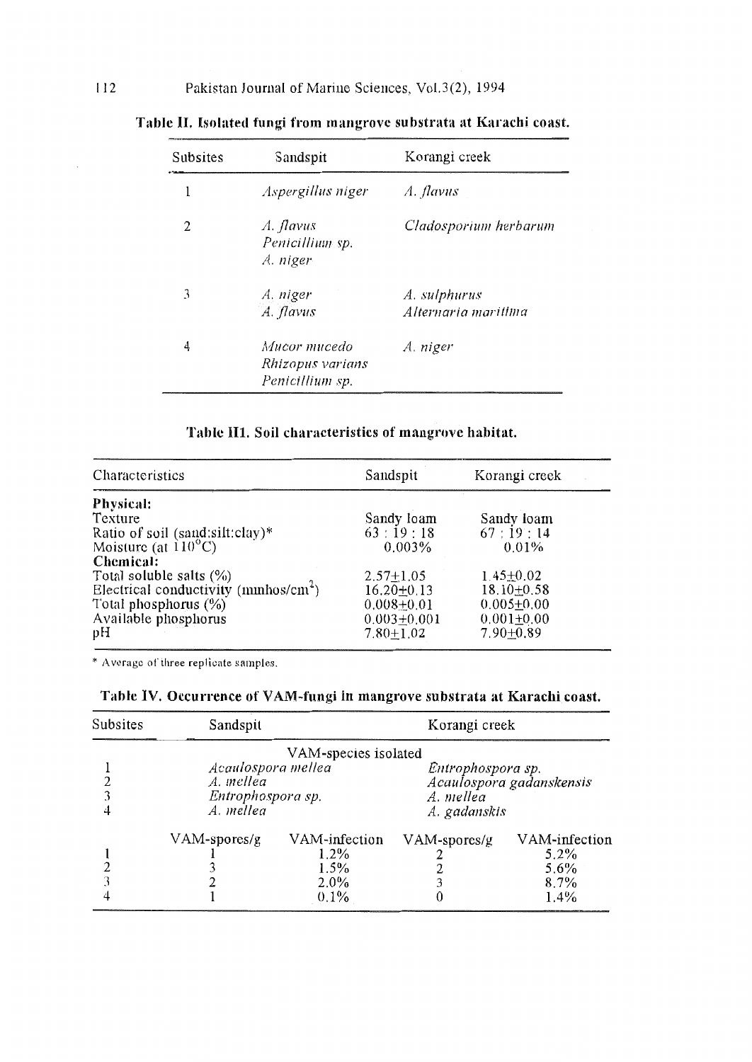**Table II. Isolated fungi from mangrove substrata at Karachi coast.**

| Subsites | Sandspit | Korangi creek |
|---|---|---|
| 1 | *Aspergillus niger* | *A. flavus* |
| 2 | *A. flavus*<br>*Penicillium sp.*<br>*A. niger* | *Cladosporium herbarum* |
| 3 | *A. niger*<br>*A. flavus* | *A. sulphurus*<br>*Alternaria maritima* |
| 4 | *Mucor mucedo*<br>*Rhizopus varians*<br>*Penicillium sp.* | *A. niger* |

**Table III. Soil characteristics of mangrove habitat.**

| Characteristics | Sandspit | Korangi creek |
|---|---|---|
| **Physical:** | | |
| Texture | Sandy loam | Sandy loam |
| Ratio of soil (sand:silt:clay)* | 63 : 19 : 18 | 67 : 19 : 14 |
| Moisture (at $110^{\circ}C$) | 0.003% | 0.01% |
| **Chemical:** | | |
| Total soluble salts (%) | $2.57 \pm 1.05$ | $1.45 \pm 0.02$ |
| Electrical conductivity ($mmhos/cm^2$) | $16.20 \pm 0.13$ | $18.10 \pm 0.58$ |
| Total phosphorus (%) | $0.008 \pm 0.01$ | $0.005 \pm 0.00$ |
| Available phosphorus | $0.003 \pm 0.001$ | $0.001 \pm 0.00$ |
| pH | $7.80 \pm 1.02$ | $7.90 \pm 0.89$ |

\* Average of three replicate samples.

**Table IV. Occurrence of VAM-fungi in mangrove substrata at Karachi coast.**

| Subsites | Sandspit | | Korangi creek | |
|---|---|---|---|---|
| | VAM-species isolated | | | |
| 1 | *Acaulospora mellea* | | *Entrophospora sp.* | |
| 2 | *A. mellea* | | *Acaulospora gadanskensis* | |
| 3 | *Entrophospora sp.* | | *A. mellea* | |
| 4 | *A. mellea* | | *A. gadanskis* | |
| | VAM-spores/g | VAM-infection | VAM-spores/g | VAM-infection |
| 1 | 1 | 1.2% | 2 | 5.2% |
| 2 | 3 | 1.5% | 2 | 5.6% |
| 3 | 2 | 2.0% | 3 | 8.7% |
| 4 | 1 | 0.1% | 0 | 1.4% |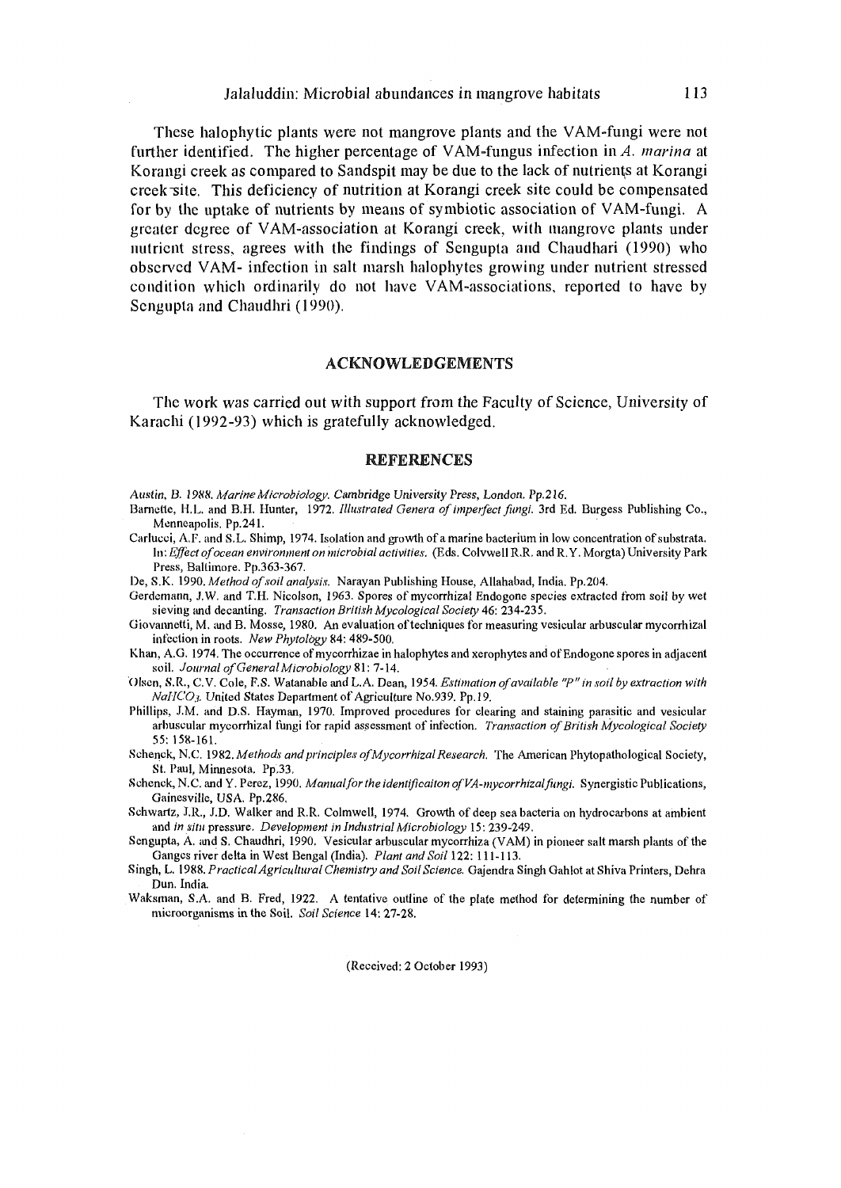These halophytic plants were not mangrove plants and the VAM-fungi were not further identified. The higher percentage of VAM-fungus infection in *A. marina* at Korangi creek as compared to Sandspit may be due to the lack of nutrients at Korangi creek-site. This deficiency of nutrition at Korangi creek site could be compensated for by the uptake of nutrients by means of symbiotic association of VAM-fungi. A greater degree of VAM-association at Korangi creek, with mangrove plants under nutrient stress, agrees with the findings of Sengupta and Chaudhari (1990) who observed VAM- infection in salt marsh halophytes growing under nutrient stressed condition which ordinarily do not have VAM-associations, reported to have by Sengupta and Chaudhri (1990).

## ACKNOWLEDGEMENTS

The work was carried out with support from the Faculty of Science, University of Karachi (1992-93) which is gratefully acknowledged.

## REFERENCES

Austin, B. 1988. *Marine Microbiology*. Cambridge University Press, London. Pp.216.

Barnette, H.L. and B.H. Hunter, 1972. *Illustrated Genera of imperfect fungi*. 3rd Ed. Burgess Publishing Co., Menneapolis. Pp.241.

Carlucci, A.F. and S.L. Shimp, 1974. Isolation and growth of a marine bacterium in low concentration of substrata. In: *Effect of ocean environment on microbial activities*. (Eds. Colvwell R.R. and R.Y. Morgta) University Park Press, Baltimore. Pp.363-367.

De, S.K. 1990. *Method of soil analysis*. Narayan Publishing House, Allahabad, India. Pp.204.

Gerdemann, J.W. and T.H. Nicolson, 1963. Spores of mycorrhizal Endogone species extracted from soil by wet sieving and decanting. *Transaction British Mycological Society* 46: 234-235.

Giovannetti, M. and B. Mosse, 1980. An evaluation of techniques for measuring vesicular arbuscular mycorrhizal infection in roots. *New Phytology* 84: 489-500.

Khan, A.G. 1974. The occurrence of mycorrhizae in halophytes and xerophytes and of Endogone spores in adjacent soil. *Journal of General Microbiology* 81: 7-14.

Olsen, S.R., C.V. Cole, F.S. Watanable and L.A. Dean, 1954. *Estimation of available "P" in soil by extraction with $NaHCO_3$*. United States Department of Agriculture No.939. Pp.19.

Phillips, J.M. and D.S. Hayman, 1970. Improved procedures for clearing and staining parasitic and vesicular arbuscular mycorrhizal fungi for rapid assessment of infection. *Transaction of British Mycological Society* 55: 158-161.

Schenck, N.C. 1982. *Methods and principles of Mycorrhizal Research*. The American Phytopathological Society, St. Paul, Minnesota. Pp.33.

Schenck, N.C. and Y. Perez, 1990. *Manual for the identificaiton of VA-mycorrhizal fungi*. Synergistic Publications, Gainesville, USA. Pp.286.

Schwartz, J.R., J.D. Walker and R.R. Colmwell, 1974. Growth of deep sea bacteria on hydrocarbons at ambient and *in situ* pressure. *Development in Industrial Microbiology* 15: 239-249.

Sengupta, A. and S. Chaudhri, 1990. Vesicular arbuscular mycorrhiza (VAM) in pioneer salt marsh plants of the Ganges river delta in West Bengal (India). *Plant and Soil* 122: 111-113.

Singh, L. 1988. *Practical Agricultural Chemistry and Soil Science*. Gajendra Singh Gahlot at Shiva Printers, Dehra Dun. India.

Waksman, S.A. and B. Fred, 1922. A tentative outline of the plate method for determining the number of microorganisms in the Soil. *Soil Science* 14: 27-28.

(Received: 2 October 1993)